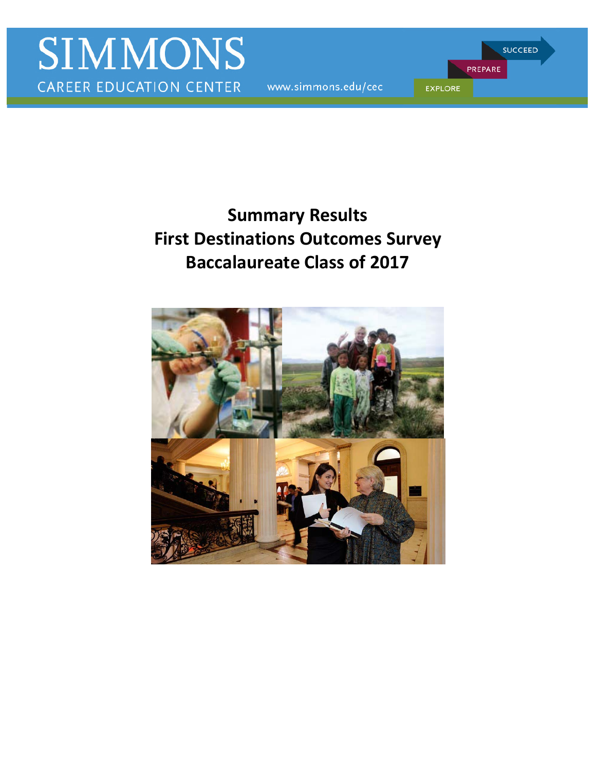SIMMONS

CAREER EDUCATION CENTER

www.simmons.edu/cec

SUCCEED

PREPARE

EXPLORE

# Summary Results
# First Destinations Outcomes Survey
# Baccalaureate Class of 2017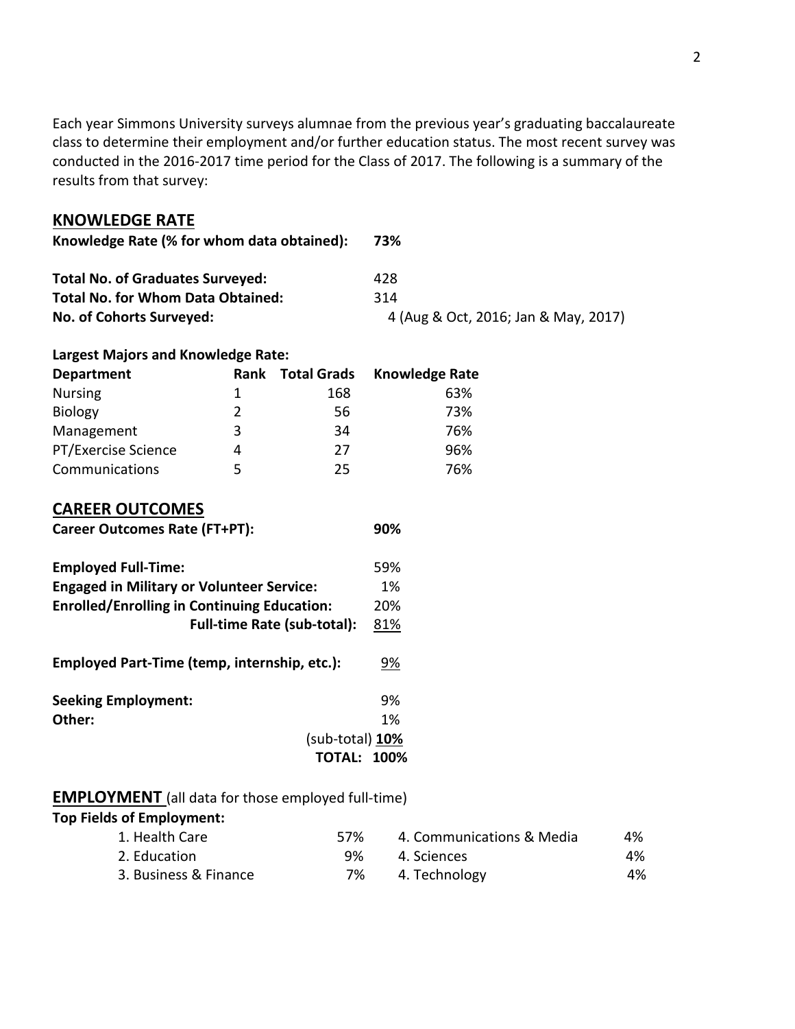Each year Simmons University surveys alumnae from the previous year's graduating baccalaureate class to determine their employment and/or further education status. The most recent survey was conducted in the 2016-2017 time period for the Class of 2017. The following is a summary of the results from that survey:

## KNOWLEDGE RATE

**Knowledge Rate (% for whom data obtained):** **73%**

| | |
|---|---|
| **Total No. of Graduates Surveyed:** | 428 |
| **Total No. for Whom Data Obtained:** | 314 |
| **No. of Cohorts Surveyed:** | 4 (Aug & Oct, 2016; Jan & May, 2017) |

**Largest Majors and Knowledge Rate:**

| Department | Rank | Total Grads | Knowledge Rate |
|---|---|---|---|
| Nursing | 1 | 168 | 63% |
| Biology | 2 | 56 | 73% |
| Management | 3 | 34 | 76% |
| PT/Exercise Science | 4 | 27 | 96% |
| Communications | 5 | 25 | 76% |

## CAREER OUTCOMES

**Career Outcomes Rate (FT+PT):** **90%**

| | |
|---|---|
| **Employed Full-Time:** | 59% |
| **Engaged in Military or Volunteer Service:** | 1% |
| **Enrolled/Enrolling in Continuing Education:** | 20% |
| **Full-time Rate (sub-total):** | 81% |
| **Employed Part-Time (temp, internship, etc.):** | 9% |
| **Seeking Employment:** | 9% |
| **Other:** | 1% |
| (sub-total) | **10%** |
| **TOTAL:** | **100%** |

## EMPLOYMENT (all data for those employed full-time)

**Top Fields of Employment:**

| | | | |
|---|---|---|---|
| 1. Health Care | 57% | 4. Communications & Media | 4% |
| 2. Education | 9% | 4. Sciences | 4% |
| 3. Business & Finance | 7% | 4. Technology | 4% |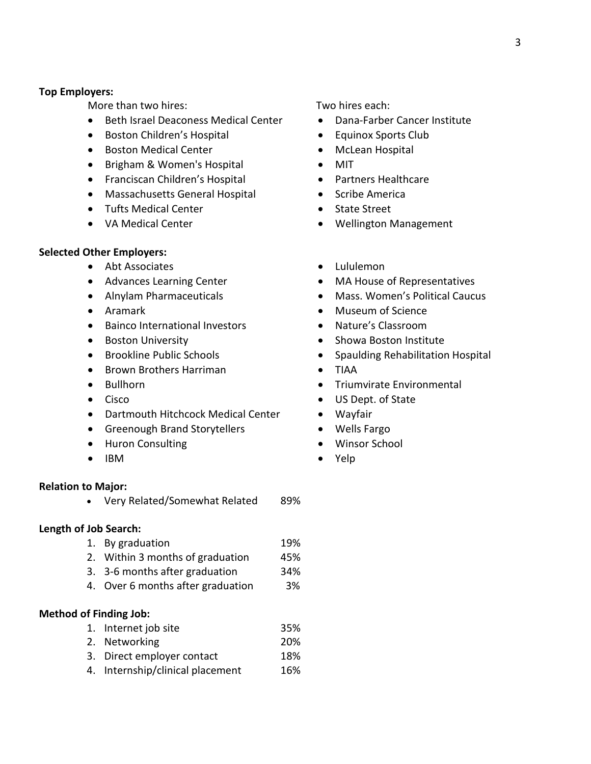**Top Employers:**

More than two hires:

- Beth Israel Deaconess Medical Center
- Boston Children's Hospital
- Boston Medical Center
- Brigham & Women's Hospital
- Franciscan Children's Hospital
- Massachusetts General Hospital
- Tufts Medical Center
- VA Medical Center

Two hires each:

- Dana-Farber Cancer Institute
- Equinox Sports Club
- McLean Hospital
- MIT
- Partners Healthcare
- Scribe America
- State Street
- Wellington Management

**Selected Other Employers:**

- Abt Associates
- Advances Learning Center
- Alnylam Pharmaceuticals
- Aramark
- Bainco International Investors
- Boston University
- Brookline Public Schools
- Brown Brothers Harriman
- Bullhorn
- Cisco
- Dartmouth Hitchcock Medical Center
- Greenough Brand Storytellers
- Huron Consulting
- IBM
- Lululemon
- MA House of Representatives
- Mass. Women's Political Caucus
- Museum of Science
- Nature's Classroom
- Showa Boston Institute
- Spaulding Rehabilitation Hospital
- TIAA
- Triumvirate Environmental
- US Dept. of State
- Wayfair
- Wells Fargo
- Winsor School
- Yelp

**Relation to Major:**

- Very Related/Somewhat Related 89%

**Length of Job Search:**

1. By graduation 19%
2. Within 3 months of graduation 45%
3. 3-6 months after graduation 34%
4. Over 6 months after graduation 3%

**Method of Finding Job:**

1. Internet job site 35%
2. Networking 20%
3. Direct employer contact 18%
4. Internship/clinical placement 16%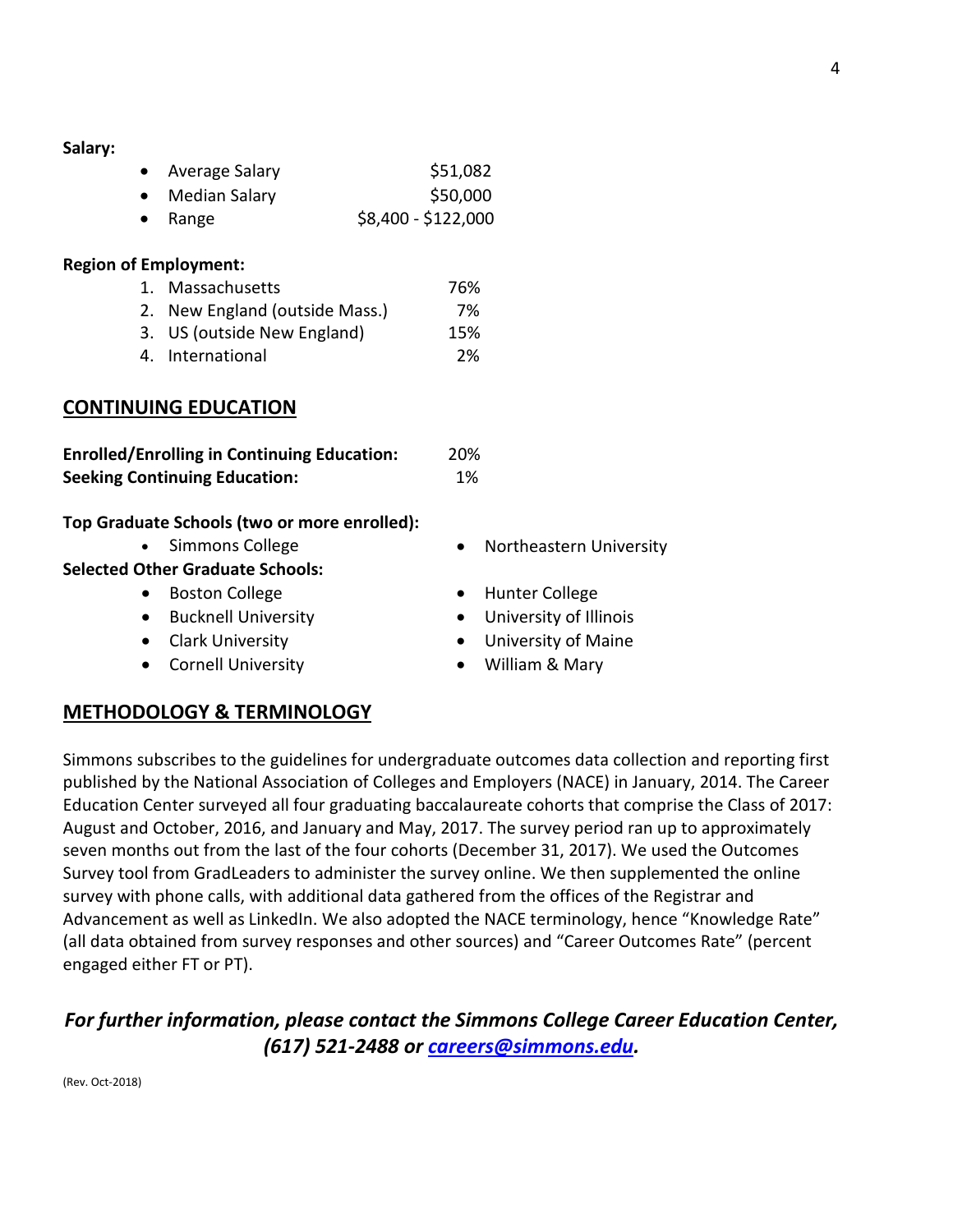**Salary:**

- Average Salary $51,082
- Median Salary $50,000
- Range $8,400 - $122,000

**Region of Employment:**

1. Massachusetts 76%
2. New England (outside Mass.) 7%
3. US (outside New England) 15%
4. International 2%

## CONTINUING EDUCATION

**Enrolled/Enrolling in Continuing Education:** 20%
**Seeking Continuing Education:** 1%

**Top Graduate Schools (two or more enrolled):**

- Simmons College
- Northeastern University

**Selected Other Graduate Schools:**

- Boston College
- Bucknell University
- Clark University
- Cornell University
- Hunter College
- University of Illinois
- University of Maine
- William & Mary

## METHODOLOGY & TERMINOLOGY

Simmons subscribes to the guidelines for undergraduate outcomes data collection and reporting first published by the National Association of Colleges and Employers (NACE) in January, 2014. The Career Education Center surveyed all four graduating baccalaureate cohorts that comprise the Class of 2017: August and October, 2016, and January and May, 2017. The survey period ran up to approximately seven months out from the last of the four cohorts (December 31, 2017). We used the Outcomes Survey tool from GradLeaders to administer the survey online. We then supplemented the online survey with phone calls, with additional data gathered from the offices of the Registrar and Advancement as well as LinkedIn. We also adopted the NACE terminology, hence "Knowledge Rate" (all data obtained from survey responses and other sources) and "Career Outcomes Rate" (percent engaged either FT or PT).

***For further information, please contact the Simmons College Career Education Center, (617) 521-2488 or [careers@simmons.edu](mailto:careers@simmons.edu).***

(Rev. Oct-2018)